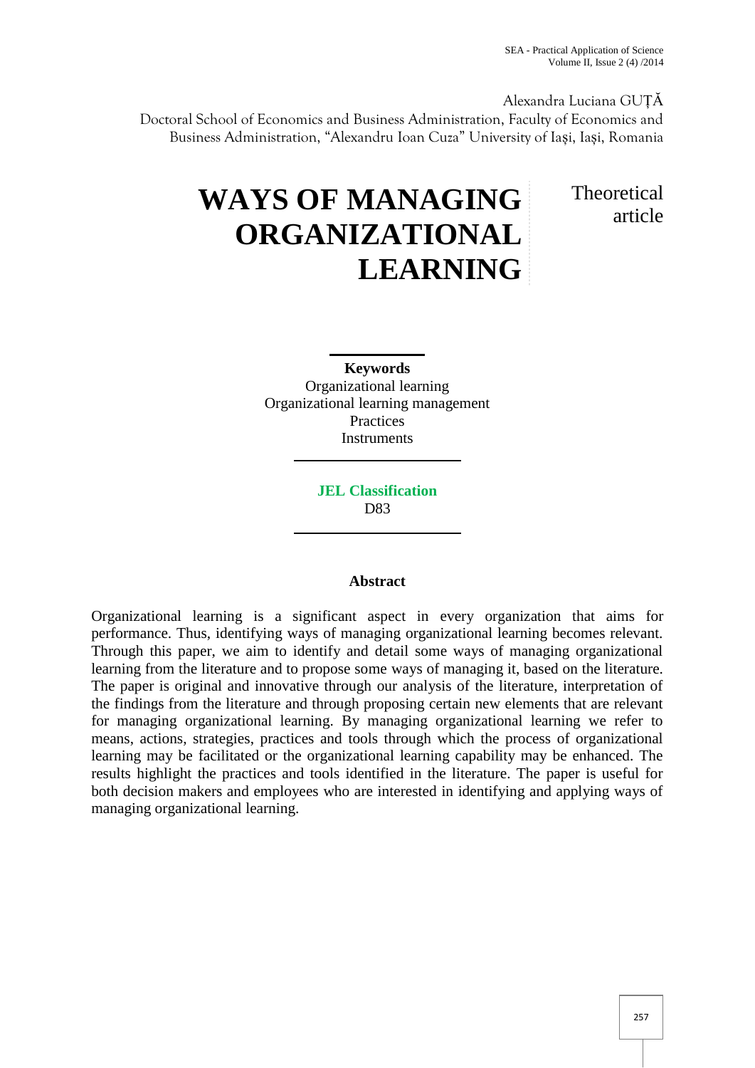Alexandra Luciana GUȚĂ

Doctoral School of Economics and Business Administration, Faculty of Economics and Business Administration, "Alexandru Ioan Cuza" University of Iaşi, Iaşi, Romania

# WAYS OF MANAGING ORGANIZATIONAL LEARNING

Theoretical article

**Keywords**

Organizational learning

Organizational learning management

Practices

Instruments

**JEL Classification**

D83

## Abstract

Organizational learning is a significant aspect in every organization that aims for performance. Thus, identifying ways of managing organizational learning becomes relevant. Through this paper, we aim to identify and detail some ways of managing organizational learning from the literature and to propose some ways of managing it, based on the literature. The paper is original and innovative through our analysis of the literature, interpretation of the findings from the literature and through proposing certain new elements that are relevant for managing organizational learning. By managing organizational learning we refer to means, actions, strategies, practices and tools through which the process of organizational learning may be facilitated or the organizational learning capability may be enhanced. The results highlight the practices and tools identified in the literature. The paper is useful for both decision makers and employees who are interested in identifying and applying ways of managing organizational learning.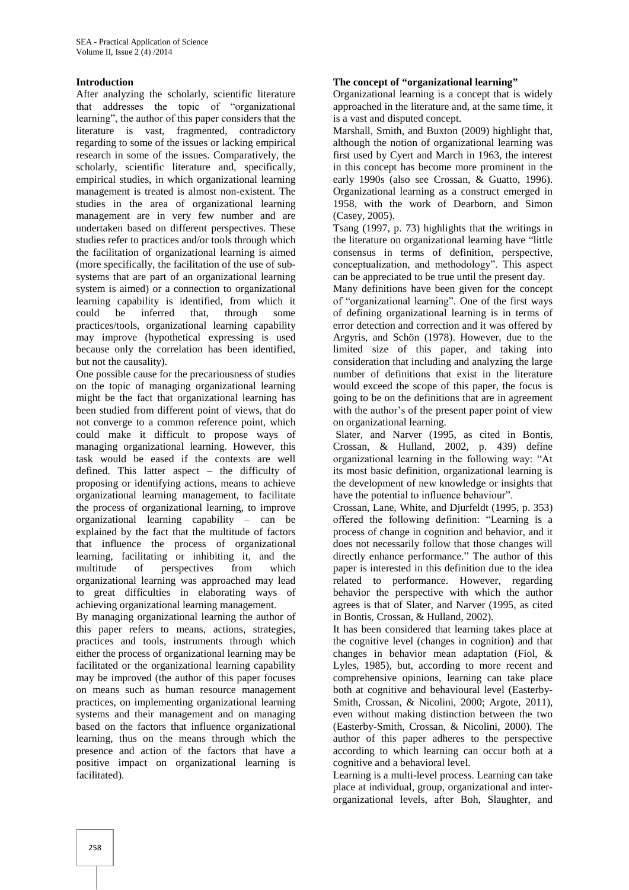## Introduction

After analyzing the scholarly, scientific literature that addresses the topic of "organizational learning", the author of this paper considers that the literature is vast, fragmented, contradictory regarding to some of the issues or lacking empirical research in some of the issues. Comparatively, the scholarly, scientific literature and, specifically, empirical studies, in which organizational learning management is treated is almost non-existent. The studies in the area of organizational learning management are in very few number and are undertaken based on different perspectives. These studies refer to practices and/or tools through which the facilitation of organizational learning is aimed (more specifically, the facilitation of the use of sub-systems that are part of an organizational learning system is aimed) or a connection to organizational learning capability is identified, from which it could be inferred that, through some practices/tools, organizational learning capability may improve (hypothetical expressing is used because only the correlation has been identified, but not the causality).

One possible cause for the precariousness of studies on the topic of managing organizational learning might be the fact that organizational learning has been studied from different point of views, that do not converge to a common reference point, which could make it difficult to propose ways of managing organizational learning. However, this task would be eased if the contexts are well defined. This latter aspect – the difficulty of proposing or identifying actions, means to achieve organizational learning management, to facilitate the process of organizational learning, to improve organizational learning capability – can be explained by the fact that the multitude of factors that influence the process of organizational learning, facilitating or inhibiting it, and the multitude of perspectives from which organizational learning was approached may lead to great difficulties in elaborating ways of achieving organizational learning management.

By managing organizational learning the author of this paper refers to means, actions, strategies, practices and tools, instruments through which either the process of organizational learning may be facilitated or the organizational learning capability may be improved (the author of this paper focuses on means such as human resource management practices, on implementing organizational learning systems and their management and on managing based on the factors that influence organizational learning, thus on the means through which the presence and action of the factors that have a positive impact on organizational learning is facilitated).

## The concept of "organizational learning"

Organizational learning is a concept that is widely approached in the literature and, at the same time, it is a vast and disputed concept.

Marshall, Smith, and Buxton (2009) highlight that, although the notion of organizational learning was first used by Cyert and March in 1963, the interest in this concept has become more prominent in the early 1990s (also see Crossan, & Guatto, 1996). Organizational learning as a construct emerged in 1958, with the work of Dearborn, and Simon (Casey, 2005).

Tsang (1997, p. 73) highlights that the writings in the literature on organizational learning have "little consensus in terms of definition, perspective, conceptualization, and methodology". This aspect can be appreciated to be true until the present day.

Many definitions have been given for the concept of "organizational learning". One of the first ways of defining organizational learning is in terms of error detection and correction and it was offered by Argyris, and Schön (1978). However, due to the limited size of this paper, and taking into consideration that including and analyzing the large number of definitions that exist in the literature would exceed the scope of this paper, the focus is going to be on the definitions that are in agreement with the author's of the present paper point of view on organizational learning.

Slater, and Narver (1995, as cited in Bontis, Crossan, & Hulland, 2002, p. 439) define organizational learning in the following way: "At its most basic definition, organizational learning is the development of new knowledge or insights that have the potential to influence behaviour".

Crossan, Lane, White, and Djurfeldt (1995, p. 353) offered the following definition: "Learning is a process of change in cognition and behavior, and it does not necessarily follow that those changes will directly enhance performance." The author of this paper is interested in this definition due to the idea related to performance. However, regarding behavior the perspective with which the author agrees is that of Slater, and Narver (1995, as cited in Bontis, Crossan, & Hulland, 2002).

It has been considered that learning takes place at the cognitive level (changes in cognition) and that changes in behavior mean adaptation (Fiol, & Lyles, 1985), but, according to more recent and comprehensive opinions, learning can take place both at cognitive and behavioural level (Easterby-Smith, Crossan, & Nicolini, 2000; Argote, 2011), even without making distinction between the two (Easterby-Smith, Crossan, & Nicolini, 2000). The author of this paper adheres to the perspective according to which learning can occur both at a cognitive and a behavioral level.

Learning is a multi-level process. Learning can take place at individual, group, organizational and inter-organizational levels, after Boh, Slaughter, and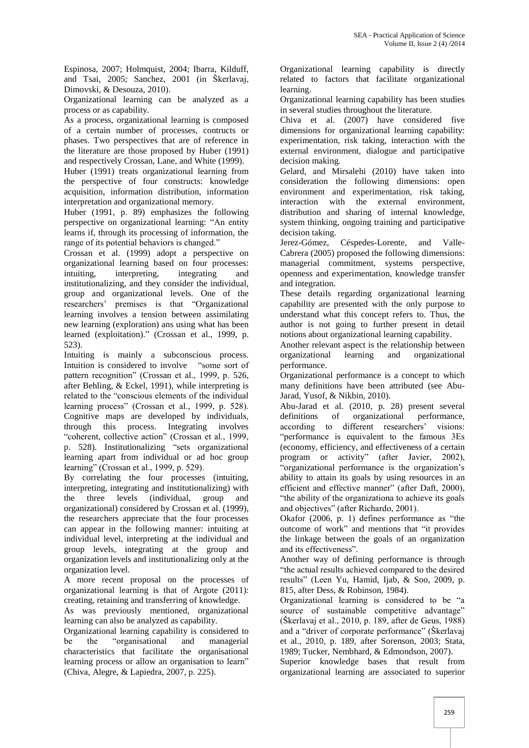Espinosa, 2007; Holmquist, 2004; Ibarra, Kilduff, and Tsai, 2005; Sanchez, 2001 (in Škerlavaj, Dimovski, & Desouza, 2010).

Organizational learning can be analyzed as a process or as capability.

As a process, organizational learning is composed of a certain number of processes, contructs or phases. Two perspectives that are of reference in the literature are those proposed by Huber (1991) and respectively Crossan, Lane, and White (1999).

Huber (1991) treats organizational learning from the perspective of four constructs: knowledge acquisition, information distribution, information interpretation and organizational memory.

Huber (1991, p. 89) emphasizes the following perspective on organizational learning: "An entity learns if, through its processing of information, the range of its potential behaviors is changed."

Crossan et al. (1999) adopt a perspective on organizational learning based on four processes: intuiting, interpreting, integrating and institutionalizing, and they consider the individual, group and organizational levels. One of the researchers' premises is that "Organizational learning involves a tension between assimilating new learning (exploration) ans using what has been learned (exploitation)." (Crossan et al., 1999, p. 523).

Intuiting is mainly a subconscious process. Intuition is considered to involve "some sort of pattern recognition" (Crossan et al., 1999, p. 526, after Behling, & Eckel, 1991), while interpreting is related to the "conscious elements of the individual learning process" (Crossan et al., 1999, p. 528). Cognitive maps are developed by individuals, through this process. Integrating involves "coherent, collective action" (Crossan et al., 1999, p. 528). Institutionalizing "sets organizational learning apart from individual or ad hoc group learning" (Crossan et al., 1999, p. 529).

By correlating the four processes (intuiting, interpreting, integrating and institutionalizing) with the three levels (individual, group and organizational) considered by Crossan et al. (1999), the researchers appreciate that the four processes can appear in the following manner: intuiting at individual level, interpreting at the individual and group levels, integrating at the group and organization levels and institutionalizing only at the organization level.

A more recent proposal on the processes of organizational learning is that of Argote (2011): creating, retaining and transferring of knowledge.

As was previously mentioned, organizational learning can also be analyzed as capability.

Organizational learning capability is considered to be the "organisational and managerial characteristics that facilitate the organisational learning process or allow an organisation to learn" (Chiva, Alegre, & Lapiedra, 2007, p. 225).

Organizational learning capability is directly related to factors that facilitate organizational learning.

Organizational learning capability has been studies in several studies throughout the literature.

Chiva et al. (2007) have considered five dimensions for organizational learning capability: experimentation, risk taking, interaction with the external environment, dialogue and participative decision making.

Gelard, and Mirsalehi (2010) have taken into consideration the following dimensions: open environment and experimentation, risk taking, interaction with the external environment, distribution and sharing of internal knowledge, system thinking, ongoing training and participative decision taking.

Jerez-Gómez, Céspedes-Lorente, and Valle-Cabrera (2005) proposed the following dimensions: managerial commitment, systems perspective, openness and experimentation, knowledge transfer and integration.

These details regarding organizational learning capability are presented with the only purpose to understand what this concept refers to. Thus, the author is not going to further present in detail notions about organizational learning capability.

Another relevant aspect is the relationship between organizational learning and organizational performance.

Organizational performance is a concept to which many definitions have been attributed (see Abu-Jarad, Yusof, & Nikbin, 2010).

Abu-Jarad et al. (2010, p. 28) present several definitions of organizational performance, according to different researchers' visions: "performance is equivalent to the famous 3Es (economy, efficiency, and effectiveness of a certain program or activity" (after Javier, 2002), "organizational performance is the organization's ability to attain its goals by using resources in an efficient and effective manner" (after Daft, 2000), "the ability of the organizationa to achieve its goals and objectives" (after Richardo, 2001).

Okafor (2006, p. 1) defines performance as "the outcome of work" and mentions that "it provides the linkage between the goals of an organization and its effectiveness".

Another way of defining performance is through "the actual results achieved compared to the desired results" (Leen Yu, Hamid, Ijab, & Soo, 2009, p. 815, after Dess, & Robinson, 1984).

Organizational learning is considered to be "a source of sustainable competitive advantage" (Škerlavaj et al., 2010, p. 189, after de Geus, 1988) and a "driver of corporate performance" (Škerlavaj et al., 2010, p. 189, after Sorenson, 2003; Stata, 1989; Tucker, Nembhard, & Edmondson, 2007).

Superior knowledge bases that result from organizational learning are associated to superior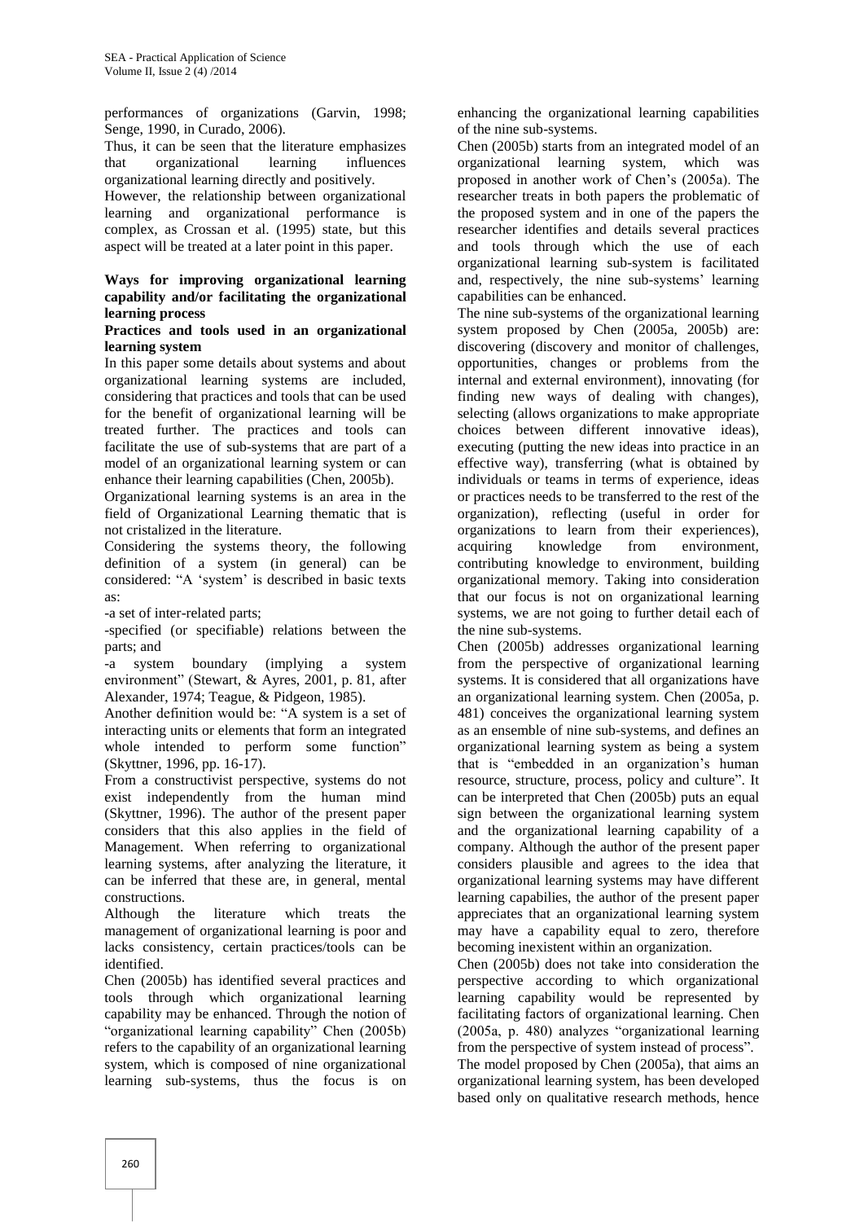performances of organizations (Garvin, 1998; Senge, 1990, in Curado, 2006).

Thus, it can be seen that the literature emphasizes that organizational learning influences organizational learning directly and positively.

However, the relationship between organizational learning and organizational performance is complex, as Crossan et al. (1995) state, but this aspect will be treated at a later point in this paper.

## Ways for improving organizational learning capability and/or facilitating the organizational learning process

### Practices and tools used in an organizational learning system

In this paper some details about systems and about organizational learning systems are included, considering that practices and tools that can be used for the benefit of organizational learning will be treated further. The practices and tools can facilitate the use of sub-systems that are part of a model of an organizational learning system or can enhance their learning capabilities (Chen, 2005b).

Organizational learning systems is an area in the field of Organizational Learning thematic that is not cristalized in the literature.

Considering the systems theory, the following definition of a system (in general) can be considered: "A 'system' is described in basic texts as:

-a set of inter-related parts;

-specified (or specifiable) relations between the parts; and

-a system boundary (implying a system environment" (Stewart, & Ayres, 2001, p. 81, after Alexander, 1974; Teague, & Pidgeon, 1985).

Another definition would be: "A system is a set of interacting units or elements that form an integrated whole intended to perform some function" (Skyttner, 1996, pp. 16-17).

From a constructivist perspective, systems do not exist independently from the human mind (Skyttner, 1996). The author of the present paper considers that this also applies in the field of Management. When referring to organizational learning systems, after analyzing the literature, it can be inferred that these are, in general, mental constructions.

Although the literature which treats the management of organizational learning is poor and lacks consistency, certain practices/tools can be identified.

Chen (2005b) has identified several practices and tools through which organizational learning capability may be enhanced. Through the notion of "organizational learning capability" Chen (2005b) refers to the capability of an organizational learning system, which is composed of nine organizational learning sub-systems, thus the focus is on enhancing the organizational learning capabilities of the nine sub-systems.

Chen (2005b) starts from an integrated model of an organizational learning system, which was proposed in another work of Chen's (2005a). The researcher treats in both papers the problematic of the proposed system and in one of the papers the researcher identifies and details several practices and tools through which the use of each organizational learning sub-system is facilitated and, respectively, the nine sub-systems' learning capabilities can be enhanced.

The nine sub-systems of the organizational learning system proposed by Chen (2005a, 2005b) are: discovering (discovery and monitor of challenges, opportunities, changes or problems from the internal and external environment), innovating (for finding new ways of dealing with changes), selecting (allows organizations to make appropriate choices between different innovative ideas), executing (putting the new ideas into practice in an effective way), transferring (what is obtained by individuals or teams in terms of experience, ideas or practices needs to be transferred to the rest of the organization), reflecting (useful in order for organizations to learn from their experiences), acquiring knowledge from environment, contributing knowledge to environment, building organizational memory. Taking into consideration that our focus is not on organizational learning systems, we are not going to further detail each of the nine sub-systems.

Chen (2005b) addresses organizational learning from the perspective of organizational learning systems. It is considered that all organizations have an organizational learning system. Chen (2005a, p. 481) conceives the organizational learning system as an ensemble of nine sub-systems, and defines an organizational learning system as being a system that is "embedded in an organization's human resource, structure, process, policy and culture". It can be interpreted that Chen (2005b) puts an equal sign between the organizational learning system and the organizational learning capability of a company. Although the author of the present paper considers plausible and agrees to the idea that organizational learning systems may have different learning capabilies, the author of the present paper appreciates that an organizational learning system may have a capability equal to zero, therefore becoming inexistent within an organization.

Chen (2005b) does not take into consideration the perspective according to which organizational learning capability would be represented by facilitating factors of organizational learning. Chen (2005a, p. 480) analyzes "organizational learning from the perspective of system instead of process".

The model proposed by Chen (2005a), that aims an organizational learning system, has been developed based only on qualitative research methods, hence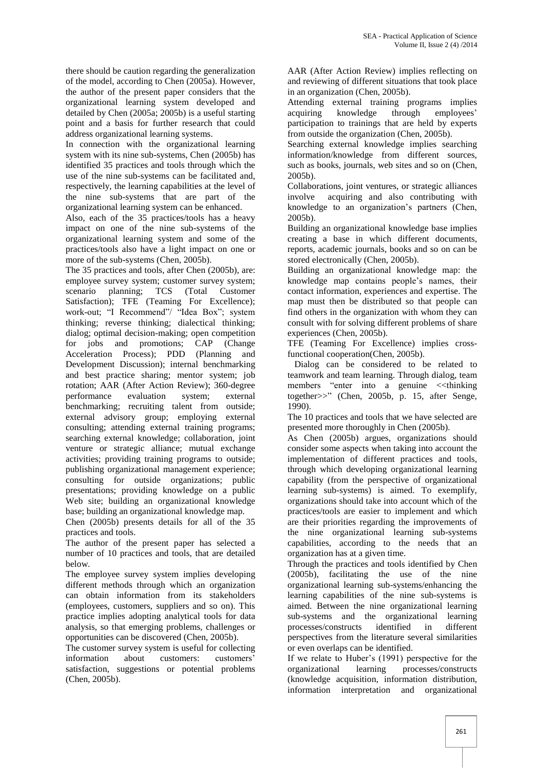there should be caution regarding the generalization of the model, according to Chen (2005a). However, the author of the present paper considers that the organizational learning system developed and detailed by Chen (2005a; 2005b) is a useful starting point and a basis for further research that could address organizational learning systems.

In connection with the organizational learning system with its nine sub-systems, Chen (2005b) has identified 35 practices and tools through which the use of the nine sub-systems can be facilitated and, respectively, the learning capabilities at the level of the nine sub-systems that are part of the organizational learning system can be enhanced.

Also, each of the 35 practices/tools has a heavy impact on one of the nine sub-systems of the organizational learning system and some of the practices/tools also have a light impact on one or more of the sub-systems (Chen, 2005b).

The 35 practices and tools, after Chen (2005b), are: employee survey system; customer survey system; scenario planning; TCS (Total Customer Satisfaction); TFE (Teaming For Excellence); work-out; "I Recommend"/ "Idea Box"; system thinking; reverse thinking; dialectical thinking; dialog; optimal decision-making; open competition for jobs and promotions; CAP (Change Acceleration Process); PDD (Planning and Development Discussion); internal benchmarking and best practice sharing; mentor system; job rotation; AAR (After Action Review); 360-degree performance evaluation system; external benchmarking; recruiting talent from outside; external advisory group; employing external consulting; attending external training programs; searching external knowledge; collaboration, joint venture or strategic alliance; mutual exchange activities; providing training programs to outside; publishing organizational management experience; consulting for outside organizations; public presentations; providing knowledge on a public Web site; building an organizational knowledge base; building an organizational knowledge map.

Chen (2005b) presents details for all of the 35 practices and tools.

The author of the present paper has selected a number of 10 practices and tools, that are detailed below.

The employee survey system implies developing different methods through which an organization can obtain information from its stakeholders (employees, customers, suppliers and so on). This practice implies adopting analytical tools for data analysis, so that emerging problems, challenges or opportunities can be discovered (Chen, 2005b).

The customer survey system is useful for collecting information about customers: customers' satisfaction, suggestions or potential problems (Chen, 2005b).

AAR (After Action Review) implies reflecting on and reviewing of different situations that took place in an organization (Chen, 2005b).

Attending external training programs implies acquiring knowledge through employees' participation to trainings that are held by experts from outside the organization (Chen, 2005b).

Searching external knowledge implies searching information/knowledge from different sources, such as books, journals, web sites and so on (Chen, 2005b).

Collaborations, joint ventures, or strategic alliances involve acquiring and also contributing with knowledge to an organization's partners (Chen, 2005b).

Building an organizational knowledge base implies creating a base in which different documents, reports, academic journals, books and so on can be stored electronically (Chen, 2005b).

Building an organizational knowledge map: the knowledge map contains people's names, their contact information, experiences and expertise. The map must then be distributed so that people can find others in the organization with whom they can consult with for solving different problems of share experiences (Chen, 2005b).

TFE (Teaming For Excellence) implies cross-functional cooperation(Chen, 2005b).

Dialog can be considered to be related to teamwork and team learning. Through dialog, team members "enter into a genuine <<thinking together>>" (Chen, 2005b, p. 15, after Senge, 1990).

The 10 practices and tools that we have selected are presented more thoroughly in Chen (2005b).

As Chen (2005b) argues, organizations should consider some aspects when taking into account the implementation of different practices and tools, through which developing organizational learning capability (from the perspective of organizational learning sub-systems) is aimed. To exemplify, organizations should take into account which of the practices/tools are easier to implement and which are their priorities regarding the improvements of the nine organizational learning sub-systems capabilities, according to the needs that an organization has at a given time.

Through the practices and tools identified by Chen (2005b), facilitating the use of the nine organizational learning sub-systems/enhancing the learning capabilities of the nine sub-systems is aimed. Between the nine organizational learning sub-systems and the organizational learning processes/constructs identified in different perspectives from the literature several similarities or even overlaps can be identified.

If we relate to Huber's (1991) perspective for the organizational learning processes/constructs (knowledge acquisition, information distribution, information interpretation and organizational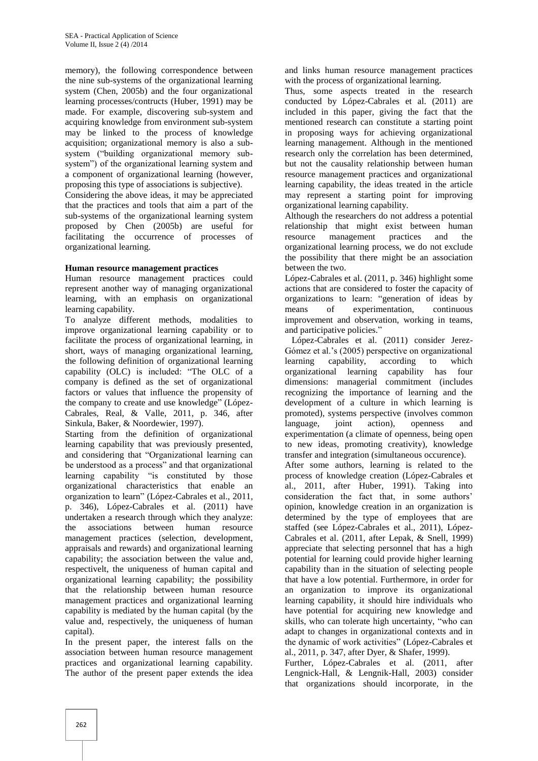memory), the following correspondence between the nine sub-systems of the organizational learning system (Chen, 2005b) and the four organizational learning processes/contructs (Huber, 1991) may be made. For example, discovering sub-system and acquiring knowledge from environment sub-system may be linked to the process of knowledge acquisition; organizational memory is also a sub-system ("building organizational memory sub-system") of the organizational learning system and a component of organizational learning (however, proposing this type of associations is subjective).

Considering the above ideas, it may be appreciated that the practices and tools that aim a part of the sub-systems of the organizational learning system proposed by Chen (2005b) are useful for facilitating the occurrence of processes of organizational learning.

**Human resource management practices**

Human resource management practices could represent another way of managing organizational learning, with an emphasis on organizational learning capability.

To analyze different methods, modalities to improve organizational learning capability or to facilitate the process of organizational learning, in short, ways of managing organizational learning, the following definition of organizational learning capability (OLC) is included: "The OLC of a company is defined as the set of organizational factors or values that influence the propensity of the company to create and use knowledge" (López-Cabrales, Real, & Valle, 2011, p. 346, after Sinkula, Baker, & Noordewier, 1997).

Starting from the definition of organizational learning capability that was previously presented, and considering that "Organizational learning can be understood as a process" and that organizational learning capability "is constituted by those organizational characteristics that enable an organization to learn" (López-Cabrales et al., 2011, p. 346), López-Cabrales et al. (2011) have undertaken a research through which they analyze: the associations between human resource management practices (selection, development, appraisals and rewards) and organizational learning capability; the association between the value and, respectivelt, the uniqueness of human capital and organizational learning capability; the possibility that the relationship between human resource management practices and organizational learning capability is mediated by the human capital (by the value and, respectively, the uniqueness of human capital).

In the present paper, the interest falls on the association between human resource management practices and organizational learning capability. The author of the present paper extends the idea and links human resource management practices with the process of organizational learning.

Thus, some aspects treated in the research conducted by López-Cabrales et al. (2011) are included in this paper, giving the fact that the mentioned research can constitute a starting point in proposing ways for achieving organizational learning management. Although in the mentioned research only the correlation has been determined, but not the causality relationship between human resource management practices and organizational learning capability, the ideas treated in the article may represent a starting point for improving organizational learning capability.

Although the researchers do not address a potential relationship that might exist between human resource management practices and the organizational learning process, we do not exclude the possibility that there might be an association between the two.

López-Cabrales et al. (2011, p. 346) highlight some actions that are considered to foster the capacity of organizations to learn: "generation of ideas by means of experimentation, continuous improvement and observation, working in teams, and participative policies."

López-Cabrales et al. (2011) consider Jerez-Gómez et al.'s (2005) perspective on organizational learning capability, according to which organizational learning capability has four dimensions: managerial commitment (includes recognizing the importance of learning and the development of a culture in which learning is promoted), systems perspective (involves common language, joint action), openness and experimentation (a climate of openness, being open to new ideas, promoting creativity), knowledge transfer and integration (simultaneous occurence).

After some authors, learning is related to the process of knowledge creation (López-Cabrales et al., 2011, after Huber, 1991). Taking into consideration the fact that, in some authors' opinion, knowledge creation in an organization is determined by the type of employees that are staffed (see López-Cabrales et al., 2011), López-Cabrales et al. (2011, after Lepak, & Snell, 1999) appreciate that selecting personnel that has a high potential for learning could provide higher learning capability than in the situation of selecting people that have a low potential. Furthermore, in order for an organization to improve its organizational learning capability, it should hire individuals who have potential for acquiring new knowledge and skills, who can tolerate high uncertainty, "who can adapt to changes in organizational contexts and in the dynamic of work activities" (López-Cabrales et al., 2011, p. 347, after Dyer, & Shafer, 1999).

Further, López-Cabrales et al. (2011, after Lengnick-Hall, & Lengnik-Hall, 2003) consider that organizations should incorporate, in the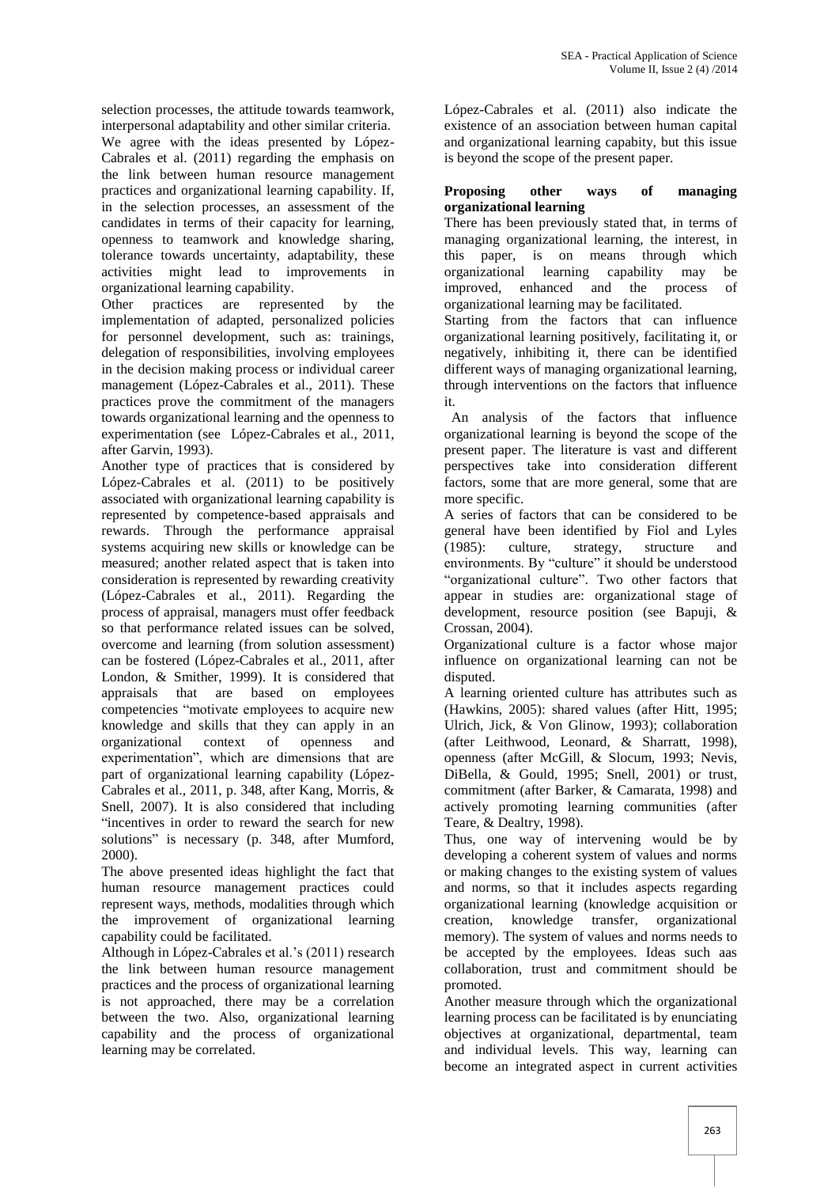selection processes, the attitude towards teamwork, interpersonal adaptability and other similar criteria.

We agree with the ideas presented by López-Cabrales et al. (2011) regarding the emphasis on the link between human resource management practices and organizational learning capability. If, in the selection processes, an assessment of the candidates in terms of their capacity for learning, openness to teamwork and knowledge sharing, tolerance towards uncertainty, adaptability, these activities might lead to improvements in organizational learning capability.

Other practices are represented by the implementation of adapted, personalized policies for personnel development, such as: trainings, delegation of responsibilities, involving employees in the decision making process or individual career management (López-Cabrales et al., 2011). These practices prove the commitment of the managers towards organizational learning and the openness to experimentation (see López-Cabrales et al., 2011, after Garvin, 1993).

Another type of practices that is considered by López-Cabrales et al. (2011) to be positively associated with organizational learning capability is represented by competence-based appraisals and rewards. Through the performance appraisal systems acquiring new skills or knowledge can be measured; another related aspect that is taken into consideration is represented by rewarding creativity (López-Cabrales et al., 2011). Regarding the process of appraisal, managers must offer feedback so that performance related issues can be solved, overcome and learning (from solution assessment) can be fostered (López-Cabrales et al., 2011, after London, & Smither, 1999). It is considered that appraisals that are based on employees competencies "motivate employees to acquire new knowledge and skills that they can apply in an organizational context of openness and experimentation", which are dimensions that are part of organizational learning capability (López-Cabrales et al., 2011, p. 348, after Kang, Morris, & Snell, 2007). It is also considered that including "incentives in order to reward the search for new solutions" is necessary (p. 348, after Mumford, 2000).

The above presented ideas highlight the fact that human resource management practices could represent ways, methods, modalities through which the improvement of organizational learning capability could be facilitated.

Although in López-Cabrales et al.'s (2011) research the link between human resource management practices and the process of organizational learning is not approached, there may be a correlation between the two. Also, organizational learning capability and the process of organizational learning may be correlated.

López-Cabrales et al. (2011) also indicate the existence of an association between human capital and organizational learning capabity, but this issue is beyond the scope of the present paper.

**Proposing other ways of managing organizational learning**

There has been previously stated that, in terms of managing organizational learning, the interest, in this paper, is on means through which organizational learning capability may be improved, enhanced and the process of organizational learning may be facilitated.

Starting from the factors that can influence organizational learning positively, facilitating it, or negatively, inhibiting it, there can be identified different ways of managing organizational learning, through interventions on the factors that influence it.

An analysis of the factors that influence organizational learning is beyond the scope of the present paper. The literature is vast and different perspectives take into consideration different factors, some that are more general, some that are more specific.

A series of factors that can be considered to be general have been identified by Fiol and Lyles (1985): culture, strategy, structure and environments. By "culture" it should be understood "organizational culture". Two other factors that appear in studies are: organizational stage of development, resource position (see Bapuji, & Crossan, 2004).

Organizational culture is a factor whose major influence on organizational learning can not be disputed.

A learning oriented culture has attributes such as (Hawkins, 2005): shared values (after Hitt, 1995; Ulrich, Jick, & Von Glinow, 1993); collaboration (after Leithwood, Leonard, & Sharratt, 1998), openness (after McGill, & Slocum, 1993; Nevis, DiBella, & Gould, 1995; Snell, 2001) or trust, commitment (after Barker, & Camarata, 1998) and actively promoting learning communities (after Teare, & Dealtry, 1998).

Thus, one way of intervening would be by developing a coherent system of values and norms or making changes to the existing system of values and norms, so that it includes aspects regarding organizational learning (knowledge acquisition or creation, knowledge transfer, organizational memory). The system of values and norms needs to be accepted by the employees. Ideas such aas collaboration, trust and commitment should be promoted.

Another measure through which the organizational learning process can be facilitated is by enunciating objectives at organizational, departmental, team and individual levels. This way, learning can become an integrated aspect in current activities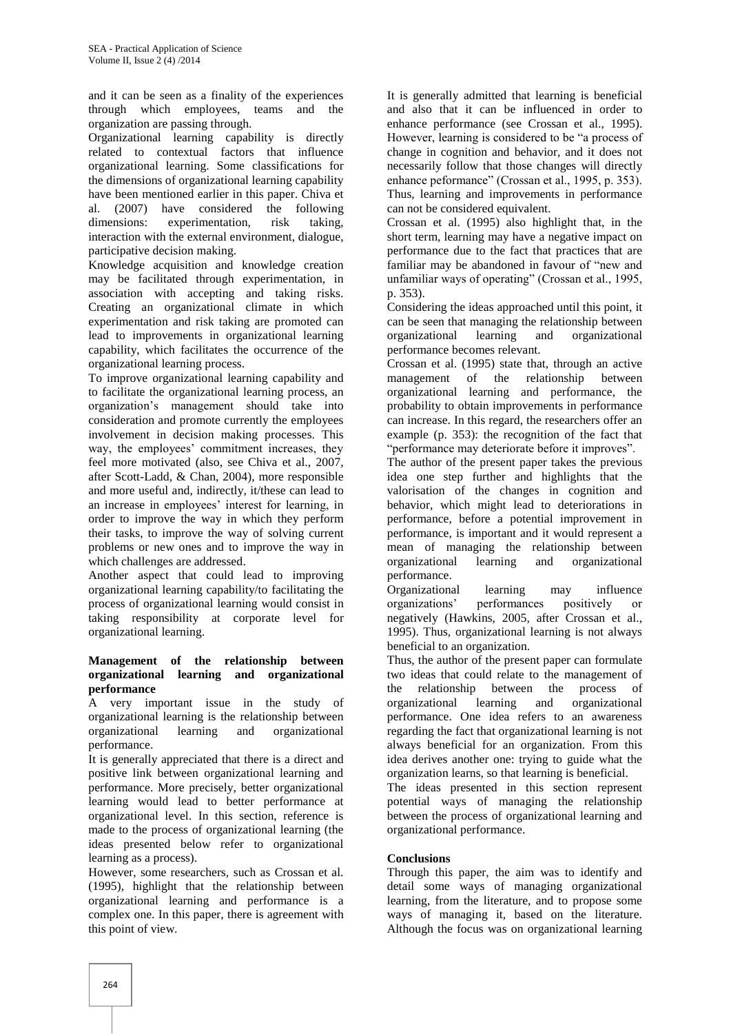and it can be seen as a finality of the experiences through which employees, teams and the organization are passing through.

Organizational learning capability is directly related to contextual factors that influence organizational learning. Some classifications for the dimensions of organizational learning capability have been mentioned earlier in this paper. Chiva et al. (2007) have considered the following dimensions: experimentation, risk taking, interaction with the external environment, dialogue, participative decision making.

Knowledge acquisition and knowledge creation may be facilitated through experimentation, in association with accepting and taking risks. Creating an organizational climate in which experimentation and risk taking are promoted can lead to improvements in organizational learning capability, which facilitates the occurrence of the organizational learning process.

To improve organizational learning capability and to facilitate the organizational learning process, an organization's management should take into consideration and promote currently the employees involvement in decision making processes. This way, the employees' commitment increases, they feel more motivated (also, see Chiva et al., 2007, after Scott-Ladd, & Chan, 2004), more responsible and more useful and, indirectly, it/these can lead to an increase in employees' interest for learning, in order to improve the way in which they perform their tasks, to improve the way of solving current problems or new ones and to improve the way in which challenges are addressed.

Another aspect that could lead to improving organizational learning capability/to facilitating the process of organizational learning would consist in taking responsibility at corporate level for organizational learning.

## Management of the relationship between organizational learning and organizational performance

A very important issue in the study of organizational learning is the relationship between organizational learning and organizational performance.

It is generally appreciated that there is a direct and positive link between organizational learning and performance. More precisely, better organizational learning would lead to better performance at organizational level. In this section, reference is made to the process of organizational learning (the ideas presented below refer to organizational learning as a process).

However, some researchers, such as Crossan et al. (1995), highlight that the relationship between organizational learning and performance is a complex one. In this paper, there is agreement with this point of view.

It is generally admitted that learning is beneficial and also that it can be influenced in order to enhance performance (see Crossan et al., 1995). However, learning is considered to be "a process of change in cognition and behavior, and it does not necessarily follow that those changes will directly enhance peformance" (Crossan et al., 1995, p. 353). Thus, learning and improvements in performance can not be considered equivalent.

Crossan et al. (1995) also highlight that, in the short term, learning may have a negative impact on performance due to the fact that practices that are familiar may be abandoned in favour of "new and unfamiliar ways of operating" (Crossan et al., 1995, p. 353).

Considering the ideas approached until this point, it can be seen that managing the relationship between organizational learning and organizational performance becomes relevant.

Crossan et al. (1995) state that, through an active management of the relationship between organizational learning and performance, the probability to obtain improvements in performance can increase. In this regard, the researchers offer an example (p. 353): the recognition of the fact that "performance may deteriorate before it improves".

The author of the present paper takes the previous idea one step further and highlights that the valorisation of the changes in cognition and behavior, which might lead to deteriorations in performance, before a potential improvement in performance, is important and it would represent a mean of managing the relationship between organizational learning and organizational performance.

Organizational learning may influence organizations' performances positively or negatively (Hawkins, 2005, after Crossan et al., 1995). Thus, organizational learning is not always beneficial to an organization.

Thus, the author of the present paper can formulate two ideas that could relate to the management of the relationship between the process of organizational learning and organizational performance. One idea refers to an awareness regarding the fact that organizational learning is not always beneficial for an organization. From this idea derives another one: trying to guide what the organization learns, so that learning is beneficial.

The ideas presented in this section represent potential ways of managing the relationship between the process of organizational learning and organizational performance.

## Conclusions

Through this paper, the aim was to identify and detail some ways of managing organizational learning, from the literature, and to propose some ways of managing it, based on the literature. Although the focus was on organizational learning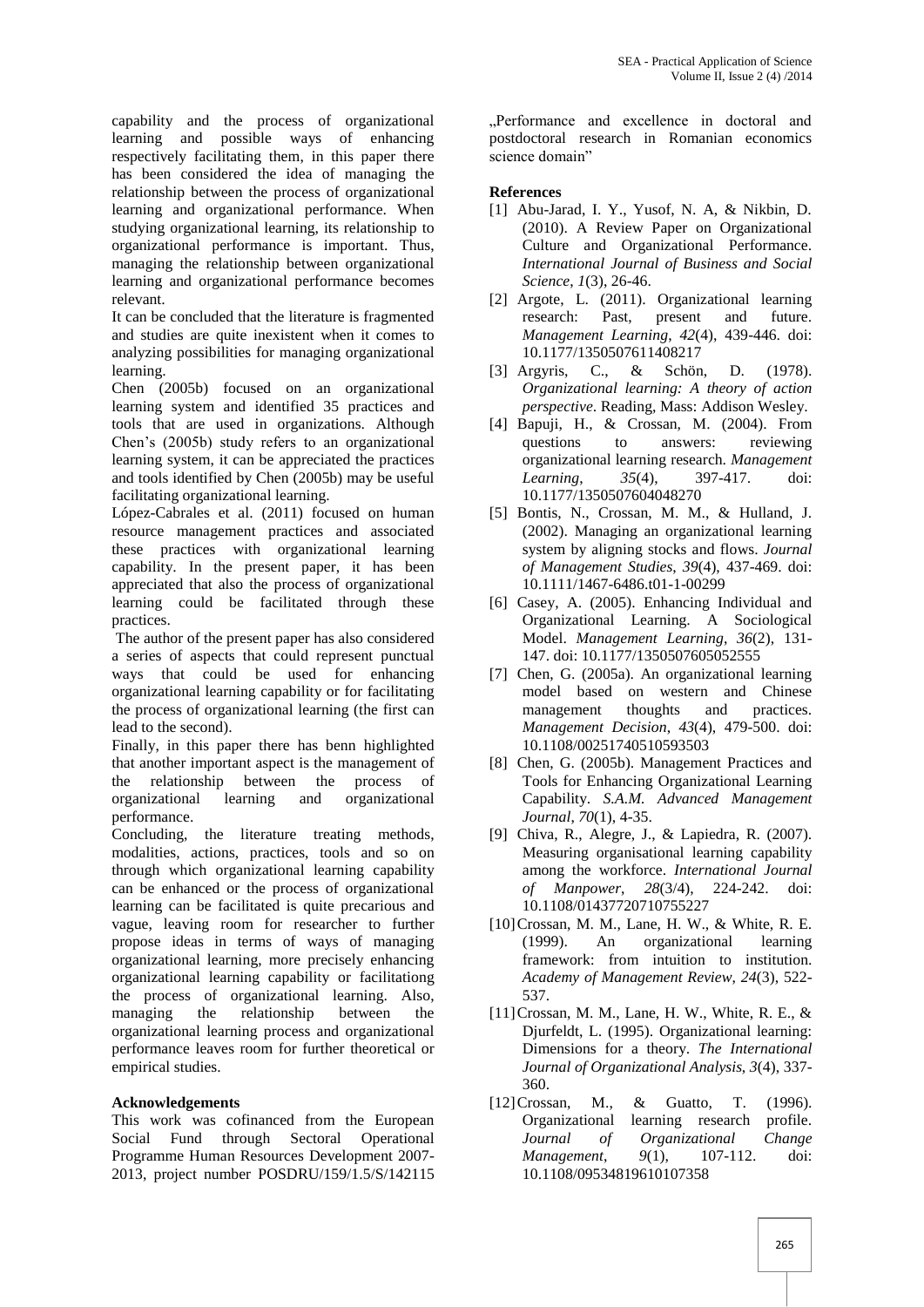capability and the process of organizational learning and possible ways of enhancing respectively facilitating them, in this paper there has been considered the idea of managing the relationship between the process of organizational learning and organizational performance. When studying organizational learning, its relationship to organizational performance is important. Thus, managing the relationship between organizational learning and organizational performance becomes relevant.

It can be concluded that the literature is fragmented and studies are quite inexistent when it comes to analyzing possibilities for managing organizational learning.

Chen (2005b) focused on an organizational learning system and identified 35 practices and tools that are used in organizations. Although Chen's (2005b) study refers to an organizational learning system, it can be appreciated the practices and tools identified by Chen (2005b) may be useful facilitating organizational learning.

López-Cabrales et al. (2011) focused on human resource management practices and associated these practices with organizational learning capability. In the present paper, it has been appreciated that also the process of organizational learning could be facilitated through these practices.

The author of the present paper has also considered a series of aspects that could represent punctual ways that could be used for enhancing organizational learning capability or for facilitating the process of organizational learning (the first can lead to the second).

Finally, in this paper there has benn highlighted that another important aspect is the management of the relationship between the process of organizational learning and organizational performance.

Concluding, the literature treating methods, modalities, actions, practices, tools and so on through which organizational learning capability can be enhanced or the process of organizational learning can be facilitated is quite precarious and vague, leaving room for researcher to further propose ideas in terms of ways of managing organizational learning, more precisely enhancing organizational learning capability or facilitationg the process of organizational learning. Also, managing the relationship between the organizational learning process and organizational performance leaves room for further theoretical or empirical studies.

**Acknowledgements**

This work was cofinanced from the European Social Fund through Sectoral Operational Programme Human Resources Development 2007-2013, project number POSDRU/159/1.5/S/142115 „Performance and excellence in doctoral and postdoctoral research in Romanian economics science domain"

**References**

[1] Abu-Jarad, I. Y., Yusof, N. A, & Nikbin, D. (2010). A Review Paper on Organizational Culture and Organizational Performance. *International Journal of Business and Social Science*, *1*(3), 26-46.

[2] Argote, L. (2011). Organizational learning research: Past, present and future. *Management Learning*, *42*(4), 439-446. doi: 10.1177/1350507611408217

[3] Argyris, C., & Schön, D. (1978). *Organizational learning: A theory of action perspective*. Reading, Mass: Addison Wesley.

[4] Bapuji, H., & Crossan, M. (2004). From questions to answers: reviewing organizational learning research. *Management Learning*, *35*(4), 397-417. doi: 10.1177/1350507604048270

[5] Bontis, N., Crossan, M. M., & Hulland, J. (2002). Managing an organizational learning system by aligning stocks and flows. *Journal of Management Studies*, *39*(4), 437-469. doi: 10.1111/1467-6486.t01-1-00299

[6] Casey, A. (2005). Enhancing Individual and Organizational Learning. A Sociological Model. *Management Learning*, *36*(2), 131-147. doi: 10.1177/1350507605052555

[7] Chen, G. (2005a). An organizational learning model based on western and Chinese management thoughts and practices. *Management Decision*, *43*(4), 479-500. doi: 10.1108/00251740510593503

[8] Chen, G. (2005b). Management Practices and Tools for Enhancing Organizational Learning Capability. *S.A.M. Advanced Management Journal*, *70*(1), 4-35.

[9] Chiva, R., Alegre, J., & Lapiedra, R. (2007). Measuring organisational learning capability among the workforce. *International Journal of Manpower*, *28*(3/4), 224-242. doi: 10.1108/01437720710755227

[10] Crossan, M. M., Lane, H. W., & White, R. E. (1999). An organizational learning framework: from intuition to institution. *Academy of Management Review*, *24*(3), 522-537.

[11] Crossan, M. M., Lane, H. W., White, R. E., & Djurfeldt, L. (1995). Organizational learning: Dimensions for a theory. *The International Journal of Organizational Analysis*, *3*(4), 337-360.

[12] Crossan, M., & Guatto, T. (1996). Organizational learning research profile. *Journal of Organizational Change Management*, *9*(1), 107-112. doi: 10.1108/09534819610107358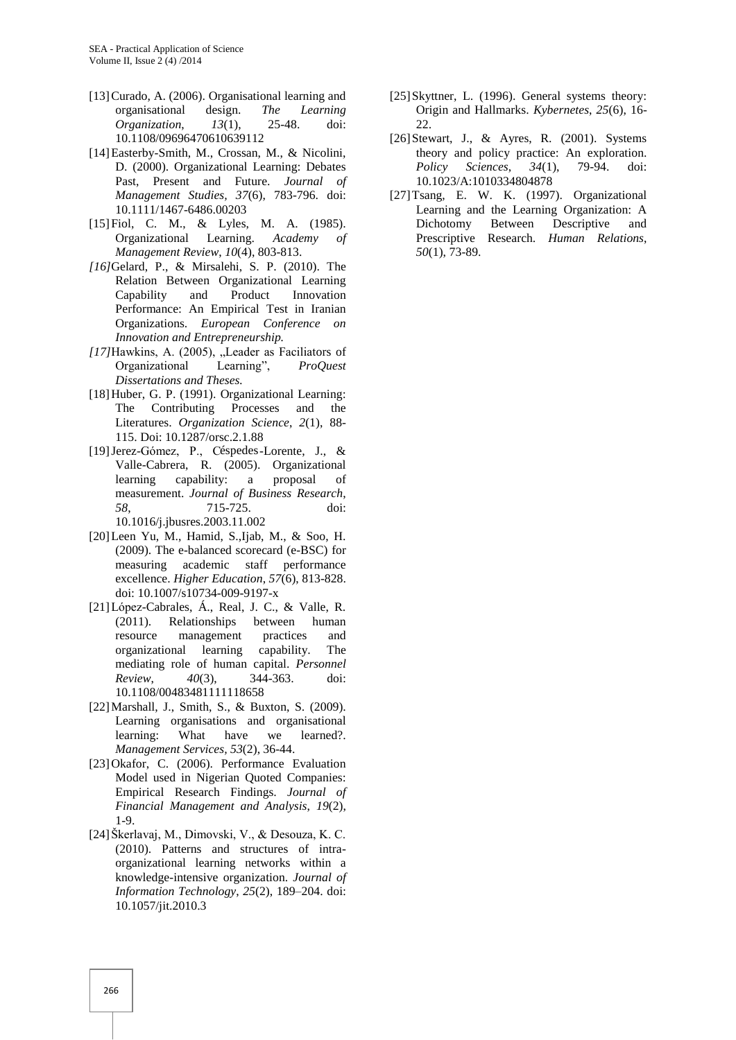[13] Curado, A. (2006). Organisational learning and organisational design. *The Learning Organization*, *13*(1), 25-48. doi: 10.1108/09696470610639112

[14] Easterby-Smith, M., Crossan, M., & Nicolini, D. (2000). Organizational Learning: Debates Past, Present and Future. *Journal of Management Studies*, *37*(6), 783-796. doi: 10.1111/1467-6486.00203

[15] Fiol, C. M., & Lyles, M. A. (1985). Organizational Learning. *Academy of Management Review*, *10*(4), 803-813.

*[16]* Gelard, P., & Mirsalehi, S. P. (2010). The Relation Between Organizational Learning Capability and Product Innovation Performance: An Empirical Test in Iranian Organizations. *European Conference on Innovation and Entrepreneurship.*

*[17]* Hawkins, A. (2005), „Leader as Faciliators of Organizational Learning", *ProQuest Dissertations and Theses.*

[18] Huber, G. P. (1991). Organizational Learning: The Contributing Processes and the Literatures. *Organization Science*, *2*(1), 88-115. Doi: 10.1287/orsc.2.1.88

[19] Jerez-Gómez, P., Céspedes-Lorente, J., & Valle-Cabrera, R. (2005). Organizational learning capability: a proposal of measurement. *Journal of Business Research*, *58*, 715-725. doi: 10.1016/j.jbusres.2003.11.002

[20] Leen Yu, M., Hamid, S.,Ijab, M., & Soo, H. (2009). The e-balanced scorecard (e-BSC) for measuring academic staff performance excellence. *Higher Education*, *57*(6), 813-828. doi: 10.1007/s10734-009-9197-x

[21] López-Cabrales, Á., Real, J. C., & Valle, R. (2011). Relationships between human resource management practices and organizational learning capability. The mediating role of human capital. *Personnel Review*, *40*(3), 344-363. doi: 10.1108/00483481111118658

[22] Marshall, J., Smith, S., & Buxton, S. (2009). Learning organisations and organisational learning: What have we learned?. *Management Services*, *53*(2), 36-44.

[23] Okafor, C. (2006). Performance Evaluation Model used in Nigerian Quoted Companies: Empirical Research Findings. *Journal of Financial Management and Analysis*, *19*(2), 1-9.

[24] Škerlavaj, M., Dimovski, V., & Desouza, K. C. (2010). Patterns and structures of intra-organizational learning networks within a knowledge-intensive organization. *Journal of Information Technology*, *25*(2), 189–204. doi: 10.1057/jit.2010.3

[25] Skyttner, L. (1996). General systems theory: Origin and Hallmarks. *Kybernetes*, *25*(6), 16-22.

[26] Stewart, J., & Ayres, R. (2001). Systems theory and policy practice: An exploration. *Policy Sciences*, *34*(1), 79-94. doi: 10.1023/A:1010334804878

[27] Tsang, E. W. K. (1997). Organizational Learning and the Learning Organization: A Dichotomy Between Descriptive and Prescriptive Research. *Human Relations*, *50*(1), 73-89.